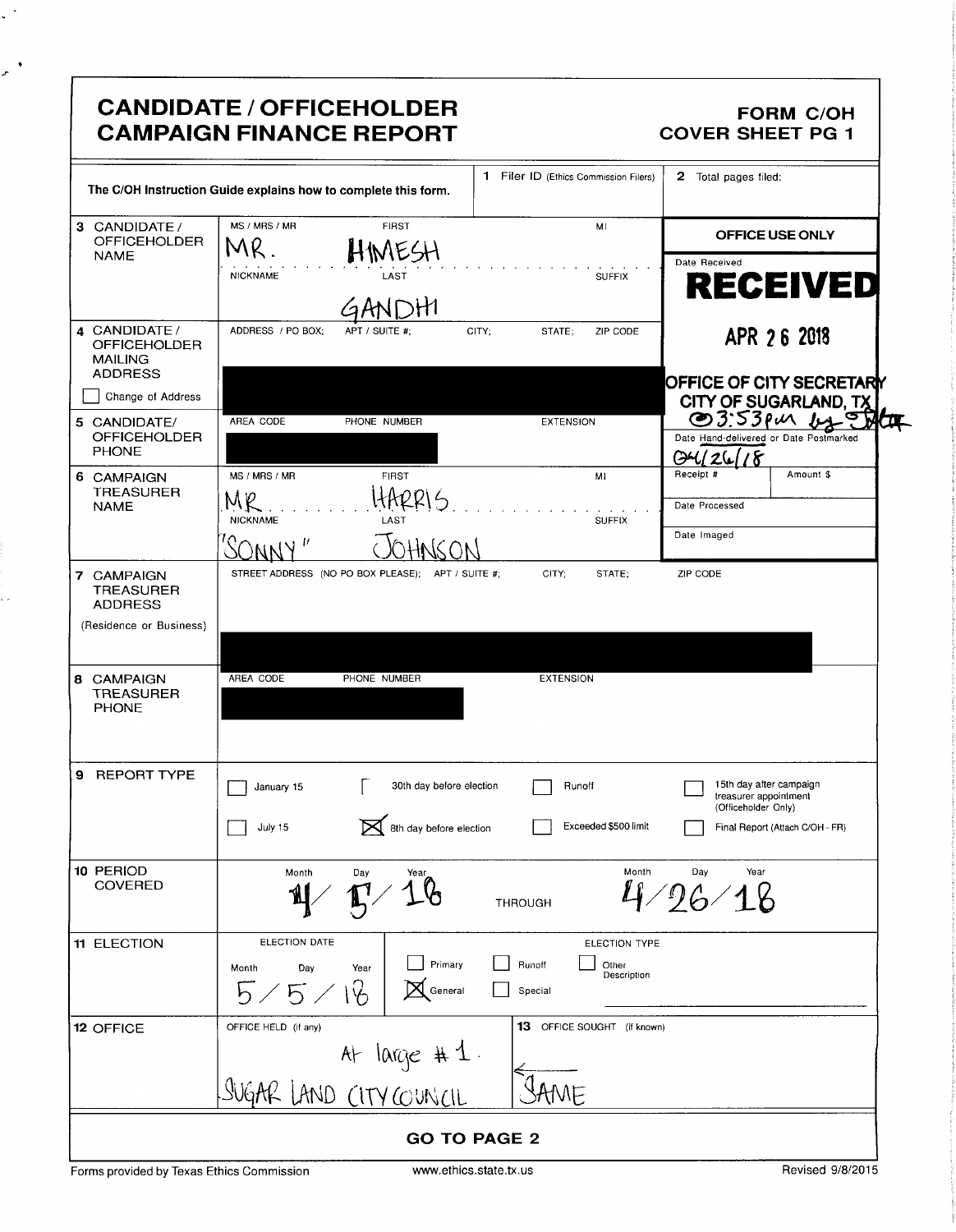# CANDIDATE / OFFICEHOLDER CAMPAIGN FINANCE REPORT

**FORM C/OH**
**COVER SHEET PG 1**

The C/OH Instruction Guide explains how to complete this form.

**1** Filer ID (Ethics Commission Filers)

**2** Total pages filed:

**OFFICE USE ONLY**

Date Received

**RECEIVED**
**APR 26 2018**
**OFFICE OF CITY SECRETARY**
**CITY OF SUGARLAND, TX**
@ 3:53pm by [initials]

Date Hand-delivered or Date Postmarked: 04/26/18

Receipt # | Amount $

Date Processed

Date Imaged

**3 CANDIDATE / OFFICEHOLDER NAME**

| MS / MRS / MR | FIRST | MI |
|---|---|---|
| MR. | HIMESH | |

| NICKNAME | LAST | SUFFIX |
|---|---|---|
| | GANDHI | |

**4 CANDIDATE / OFFICEHOLDER MAILING ADDRESS**

ADDRESS / PO BOX; APT / SUITE #; CITY; STATE; ZIP CODE

[REDACTED]

☐ Change of Address

**5 CANDIDATE/ OFFICEHOLDER PHONE**

AREA CODE | PHONE NUMBER | EXTENSION

[REDACTED]

**6 CAMPAIGN TREASURER NAME**

| MS / MRS / MR | FIRST | MI |
|---|---|---|
| MR | HARRIS | |

| NICKNAME | LAST | SUFFIX |
|---|---|---|
| "SONNY" | JOHNSON | |

**7 CAMPAIGN TREASURER ADDRESS** (Residence or Business)

STREET ADDRESS (NO PO BOX PLEASE); APT / SUITE #; CITY; STATE; ZIP CODE

[REDACTED]

**8 CAMPAIGN TREASURER PHONE**

AREA CODE | PHONE NUMBER | EXTENSION

[REDACTED]

**9 REPORT TYPE**

- ☐ January 15
- ☐ 30th day before election
- ☐ Runoff
- ☐ 15th day after campaign treasurer appointment (Officeholder Only)
- ☐ July 15
- ☒ 8th day before election
- ☐ Exceeded $500 limit
- ☐ Final Report (Attach C/OH - FR)

**10 PERIOD COVERED**

Month / Day / Year: 4/ 5/ 18 THROUGH Month / Day / Year: 4/26/18

**11 ELECTION**

ELECTION DATE (Month / Day / Year): 5 / 5 / 18

ELECTION TYPE:
- ☐ Primary
- ☐ Runoff
- ☐ Other Description
- ☒ General
- ☐ Special

**12 OFFICE**

OFFICE HELD (if any): At large # 1. SUGAR LAND CITY COUNCIL

**13** OFFICE SOUGHT (if known): ← SAME

**GO TO PAGE 2**

Forms provided by Texas Ethics Commission | www.ethics.state.tx.us | Revised 9/8/2015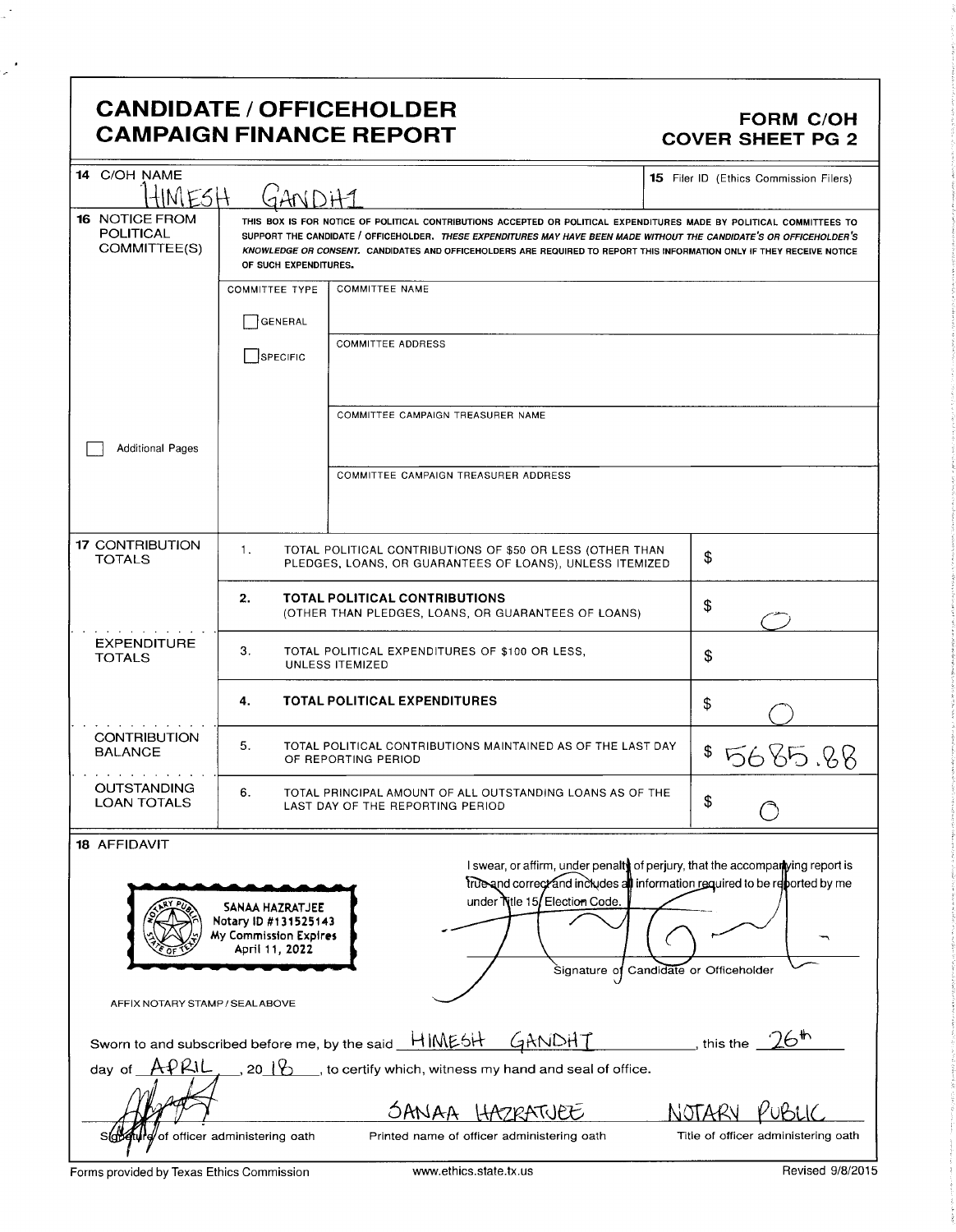# CANDIDATE / OFFICEHOLDER CAMPAIGN FINANCE REPORT

**FORM C/OH COVER SHEET PG 2**

| | | | |
|---|---|---|---|
| **14** C/OH NAME | HIMESH GANDHI | | **15** Filer ID (Ethics Commission Filers) |
| **16** NOTICE FROM POLITICAL COMMITTEE(S) | THIS BOX IS FOR NOTICE OF POLITICAL CONTRIBUTIONS ACCEPTED OR POLITICAL EXPENDITURES MADE BY POLITICAL COMMITTEES TO SUPPORT THE CANDIDATE / OFFICEHOLDER. *THESE EXPENDITURES MAY HAVE BEEN MADE WITHOUT THE CANDIDATE'S OR OFFICEHOLDER'S KNOWLEDGE OR CONSENT.* CANDIDATES AND OFFICEHOLDERS ARE REQUIRED TO REPORT THIS INFORMATION ONLY IF THEY RECEIVE NOTICE OF SUCH EXPENDITURES. | | |
| | COMMITTEE TYPE | COMMITTEE NAME | |
| | ☐ GENERAL ☐ SPECIFIC | COMMITTEE ADDRESS | |
| ☐ Additional Pages | | COMMITTEE CAMPAIGN TREASURER NAME | |
| | | COMMITTEE CAMPAIGN TREASURER ADDRESS | |

| | | |
|---|---|---|
| **17** CONTRIBUTION TOTALS | 1. TOTAL POLITICAL CONTRIBUTIONS OF $50 OR LESS (OTHER THAN PLEDGES, LOANS, OR GUARANTEES OF LOANS), UNLESS ITEMIZED | $ |
| | **2. TOTAL POLITICAL CONTRIBUTIONS** (OTHER THAN PLEDGES, LOANS, OR GUARANTEES OF LOANS) | $ 0 |
| EXPENDITURE TOTALS | 3. TOTAL POLITICAL EXPENDITURES OF $100 OR LESS, UNLESS ITEMIZED | $ |
| | **4. TOTAL POLITICAL EXPENDITURES** | $ 0 |
| CONTRIBUTION BALANCE | 5. TOTAL POLITICAL CONTRIBUTIONS MAINTAINED AS OF THE LAST DAY OF REPORTING PERIOD | $ 5685.88 |
| OUTSTANDING LOAN TOTALS | 6. TOTAL PRINCIPAL AMOUNT OF ALL OUTSTANDING LOANS AS OF THE LAST DAY OF THE REPORTING PERIOD | $ 0 |

**18** AFFIDAVIT

SANAA HAZRATJEE
Notary ID #131525143
My Commission Expires
April 11, 2022

AFFIX NOTARY STAMP / SEAL ABOVE

I swear, or affirm, under penalty of perjury, that the accompanying report is true and correct and includes all information required to be reported by me under Title 15, Election Code.

Signature of Candidate or Officeholder

Sworn to and subscribed before me, by the said HIMESH GANDHI, this the 26th day of APRIL, 2018, to certify which, witness my hand and seal of office.

| | | |
|---|---|---|
| | SANAA HAZRATJEE | NOTARY PUBLIC |
| Signature of officer administering oath | Printed name of officer administering oath | Title of officer administering oath |

Forms provided by Texas Ethics Commission    www.ethics.state.tx.us    Revised 9/8/2015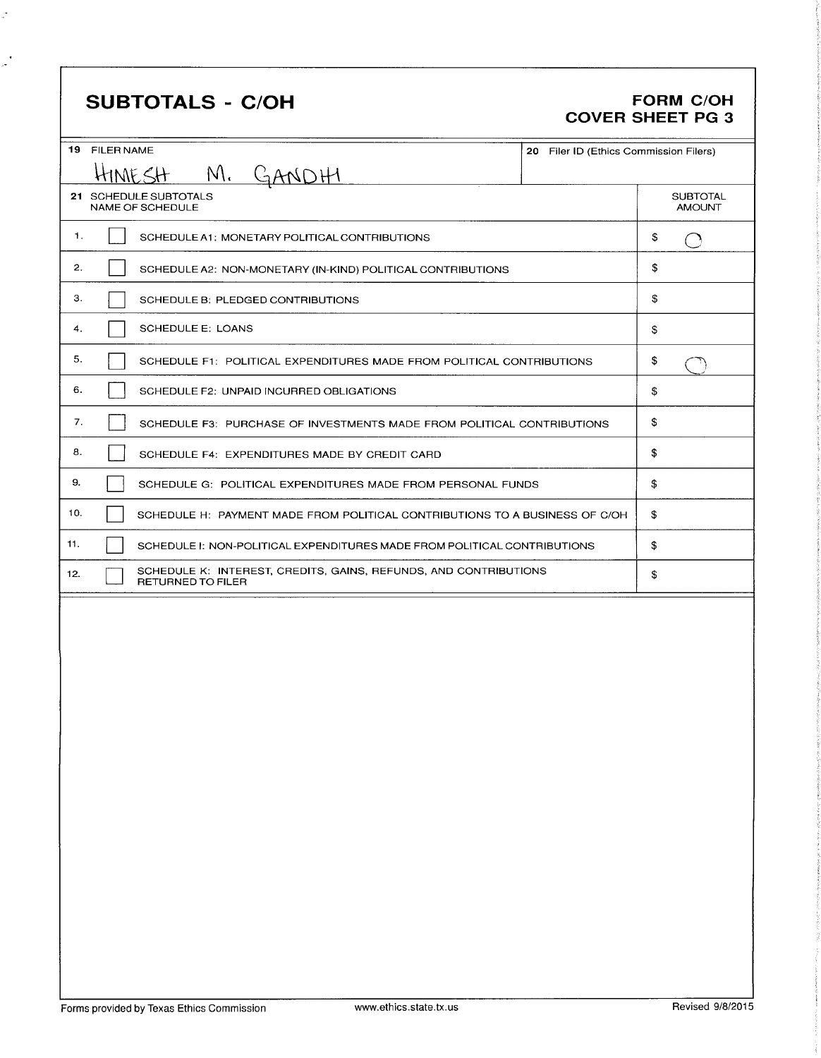# SUBTOTALS - C/OH

**FORM C/OH**
**COVER SHEET PG 3**

| 19 FILER NAME | 20 Filer ID (Ethics Commission Filers) |
|---|---|
| HIMESH M. GANDHI | |

| 21 SCHEDULE SUBTOTALS NAME OF SCHEDULE | | SUBTOTAL AMOUNT |
|---|---|---|
| 1. | ☐ SCHEDULE A1: MONETARY POLITICAL CONTRIBUTIONS | $ 0 |
| 2. | ☐ SCHEDULE A2: NON-MONETARY (IN-KIND) POLITICAL CONTRIBUTIONS | $ |
| 3. | ☐ SCHEDULE B: PLEDGED CONTRIBUTIONS | $ |
| 4. | ☐ SCHEDULE E: LOANS | $ |
| 5. | ☐ SCHEDULE F1: POLITICAL EXPENDITURES MADE FROM POLITICAL CONTRIBUTIONS | $ 0 |
| 6. | ☐ SCHEDULE F2: UNPAID INCURRED OBLIGATIONS | $ |
| 7. | ☐ SCHEDULE F3: PURCHASE OF INVESTMENTS MADE FROM POLITICAL CONTRIBUTIONS | $ |
| 8. | ☐ SCHEDULE F4: EXPENDITURES MADE BY CREDIT CARD | $ |
| 9. | ☐ SCHEDULE G: POLITICAL EXPENDITURES MADE FROM PERSONAL FUNDS | $ |
| 10. | ☐ SCHEDULE H: PAYMENT MADE FROM POLITICAL CONTRIBUTIONS TO A BUSINESS OF C/OH | $ |
| 11. | ☐ SCHEDULE I: NON-POLITICAL EXPENDITURES MADE FROM POLITICAL CONTRIBUTIONS | $ |
| 12. | ☐ SCHEDULE K: INTEREST, CREDITS, GAINS, REFUNDS, AND CONTRIBUTIONS RETURNED TO FILER | $ |

Forms provided by Texas Ethics Commission    www.ethics.state.tx.us    Revised 9/8/2015